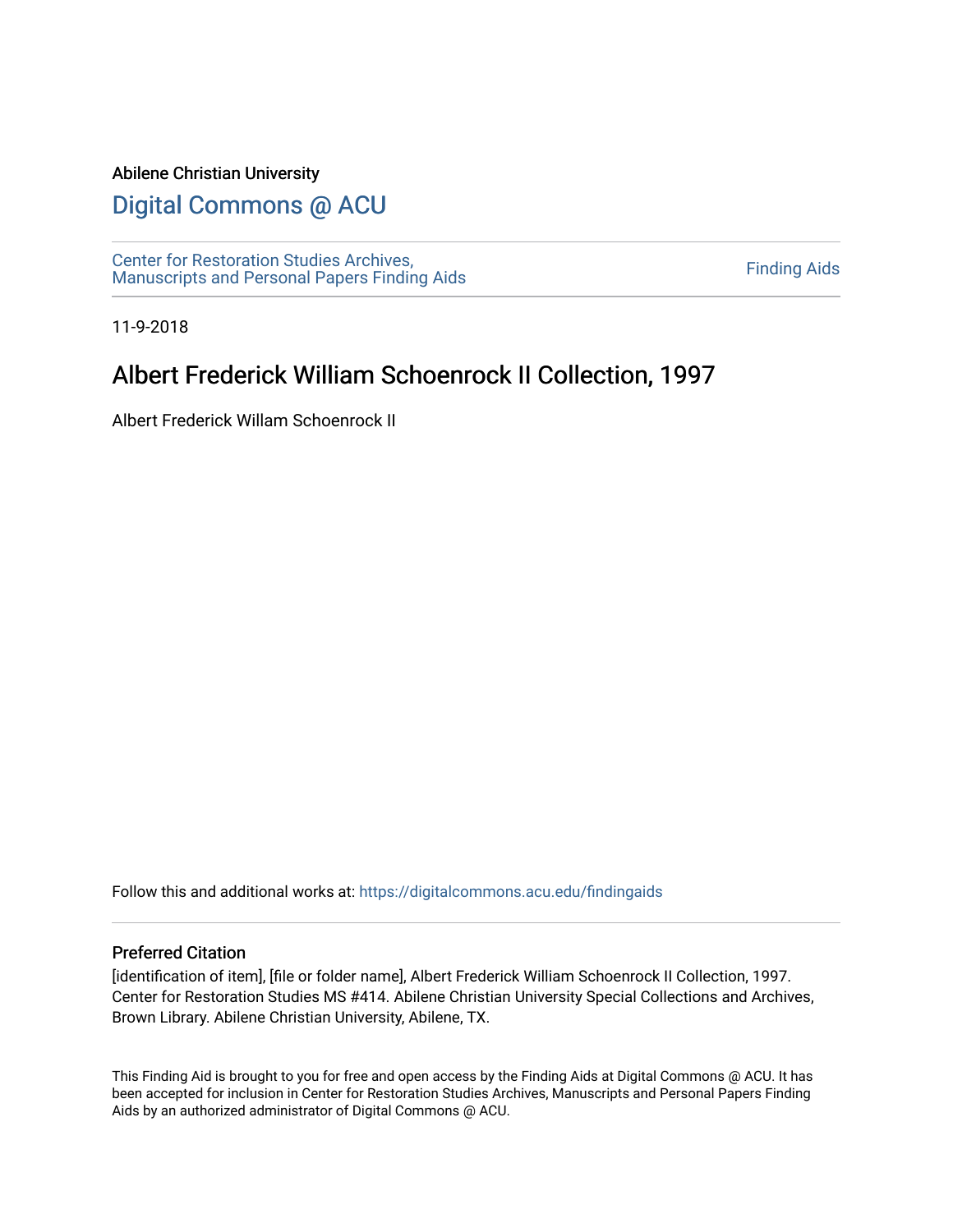Abilene Christian University

# Digital Commons @ ACU

Center for Restoration Studies Archives, Manuscripts and Personal Papers Finding Aids

Finding Aids

11-9-2018

## Albert Frederick William Schoenrock II Collection, 1997

Albert Frederick Willam Schoenrock II

Follow this and additional works at: https://digitalcommons.acu.edu/findingaids

### Preferred Citation

[identification of item], [file or folder name], Albert Frederick William Schoenrock II Collection, 1997. Center for Restoration Studies MS #414. Abilene Christian University Special Collections and Archives, Brown Library. Abilene Christian University, Abilene, TX.

This Finding Aid is brought to you for free and open access by the Finding Aids at Digital Commons @ ACU. It has been accepted for inclusion in Center for Restoration Studies Archives, Manuscripts and Personal Papers Finding Aids by an authorized administrator of Digital Commons @ ACU.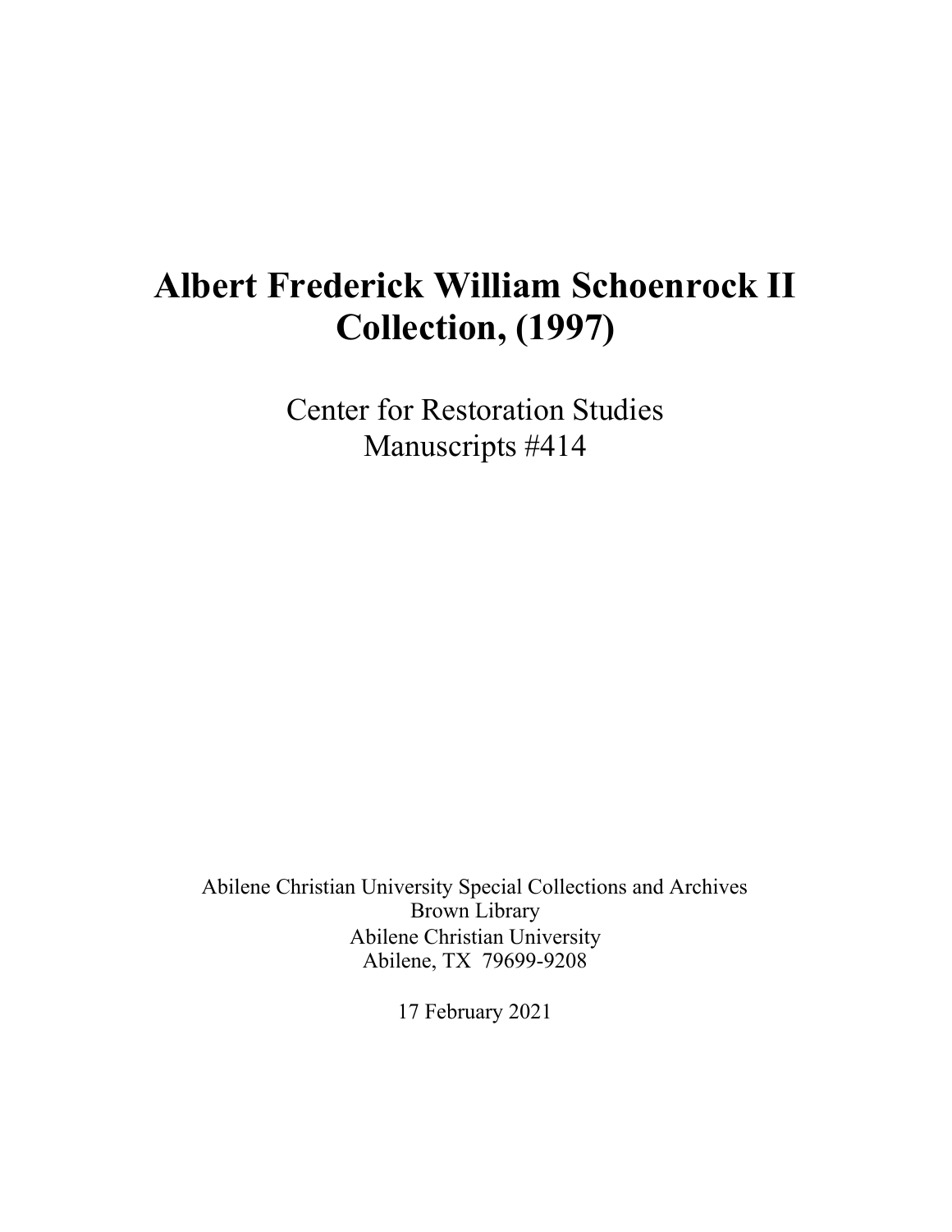# Albert Frederick William Schoenrock II Collection, (1997)

Center for Restoration Studies
Manuscripts #414

Abilene Christian University Special Collections and Archives
Brown Library
Abilene Christian University
Abilene, TX 79699-9208

17 February 2021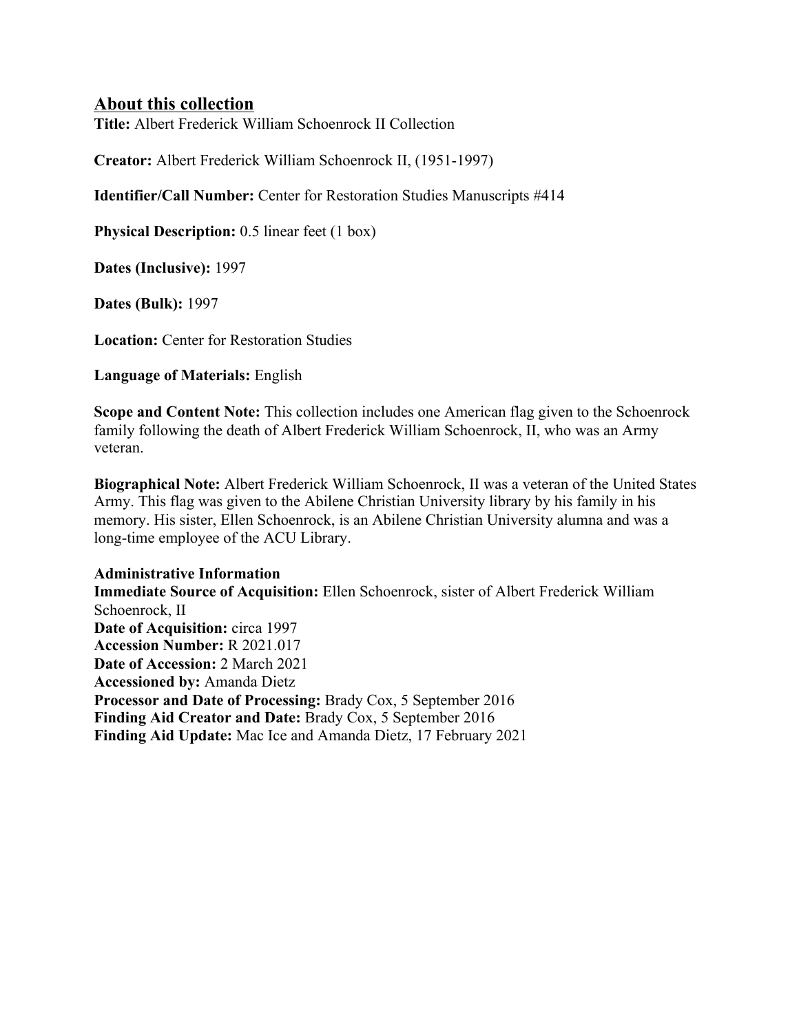## About this collection

**Title:** Albert Frederick William Schoenrock II Collection

**Creator:** Albert Frederick William Schoenrock II, (1951-1997)

**Identifier/Call Number:** Center for Restoration Studies Manuscripts #414

**Physical Description:** 0.5 linear feet (1 box)

**Dates (Inclusive):** 1997

**Dates (Bulk):** 1997

**Location:** Center for Restoration Studies

**Language of Materials:** English

**Scope and Content Note:** This collection includes one American flag given to the Schoenrock family following the death of Albert Frederick William Schoenrock, II, who was an Army veteran.

**Biographical Note:** Albert Frederick William Schoenrock, II was a veteran of the United States Army. This flag was given to the Abilene Christian University library by his family in his memory. His sister, Ellen Schoenrock, is an Abilene Christian University alumna and was a long-time employee of the ACU Library.

**Administrative Information**
**Immediate Source of Acquisition:** Ellen Schoenrock, sister of Albert Frederick William Schoenrock, II
**Date of Acquisition:** circa 1997
**Accession Number:** R 2021.017
**Date of Accession:** 2 March 2021
**Accessioned by:** Amanda Dietz
**Processor and Date of Processing:** Brady Cox, 5 September 2016
**Finding Aid Creator and Date:** Brady Cox, 5 September 2016
**Finding Aid Update:** Mac Ice and Amanda Dietz, 17 February 2021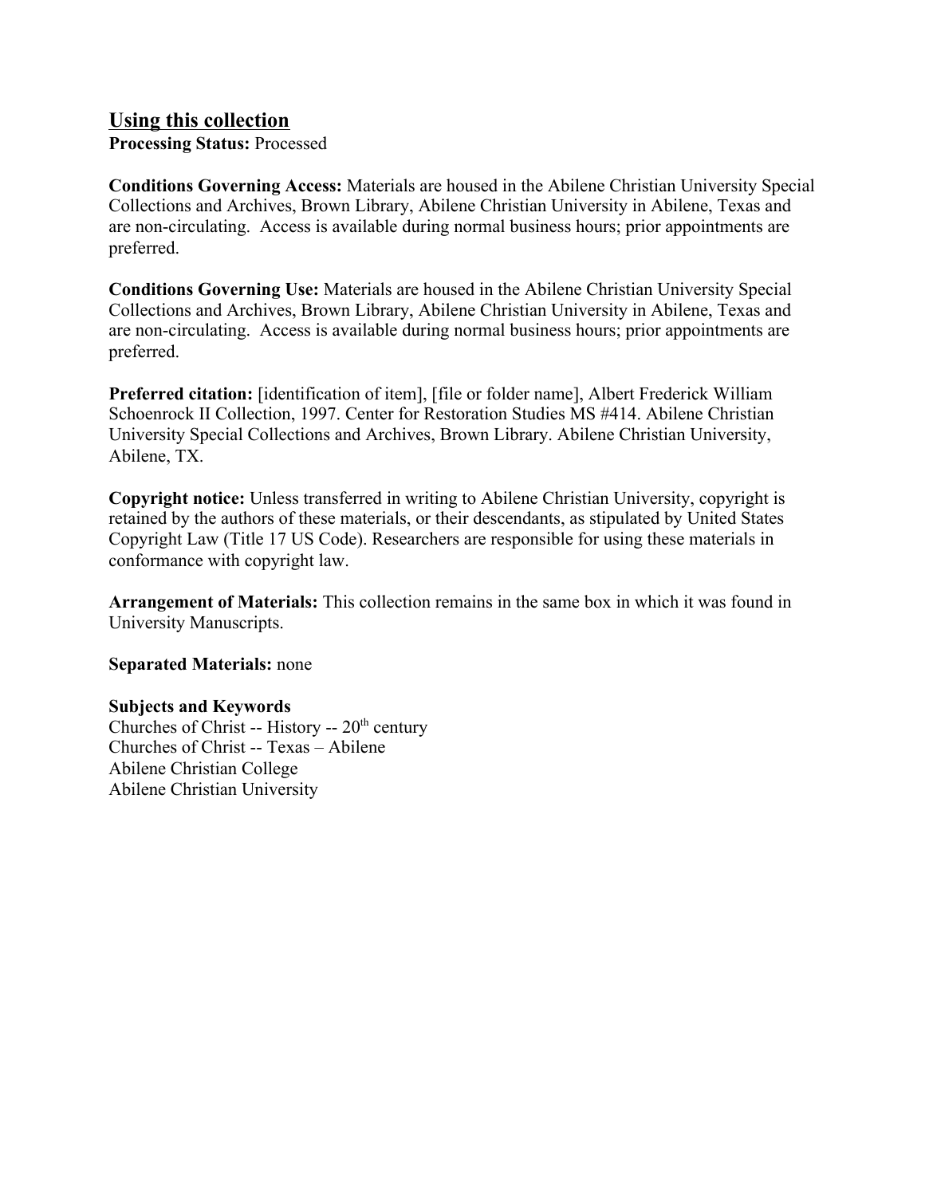## Using this collection

**Processing Status:** Processed

**Conditions Governing Access:** Materials are housed in the Abilene Christian University Special Collections and Archives, Brown Library, Abilene Christian University in Abilene, Texas and are non-circulating. Access is available during normal business hours; prior appointments are preferred.

**Conditions Governing Use:** Materials are housed in the Abilene Christian University Special Collections and Archives, Brown Library, Abilene Christian University in Abilene, Texas and are non-circulating. Access is available during normal business hours; prior appointments are preferred.

**Preferred citation:** [identification of item], [file or folder name], Albert Frederick William Schoenrock II Collection, 1997. Center for Restoration Studies MS #414. Abilene Christian University Special Collections and Archives, Brown Library. Abilene Christian University, Abilene, TX.

**Copyright notice:** Unless transferred in writing to Abilene Christian University, copyright is retained by the authors of these materials, or their descendants, as stipulated by United States Copyright Law (Title 17 US Code). Researchers are responsible for using these materials in conformance with copyright law.

**Arrangement of Materials:** This collection remains in the same box in which it was found in University Manuscripts.

**Separated Materials:** none

**Subjects and Keywords**

Churches of Christ -- History -- 20th century
Churches of Christ -- Texas – Abilene
Abilene Christian College
Abilene Christian University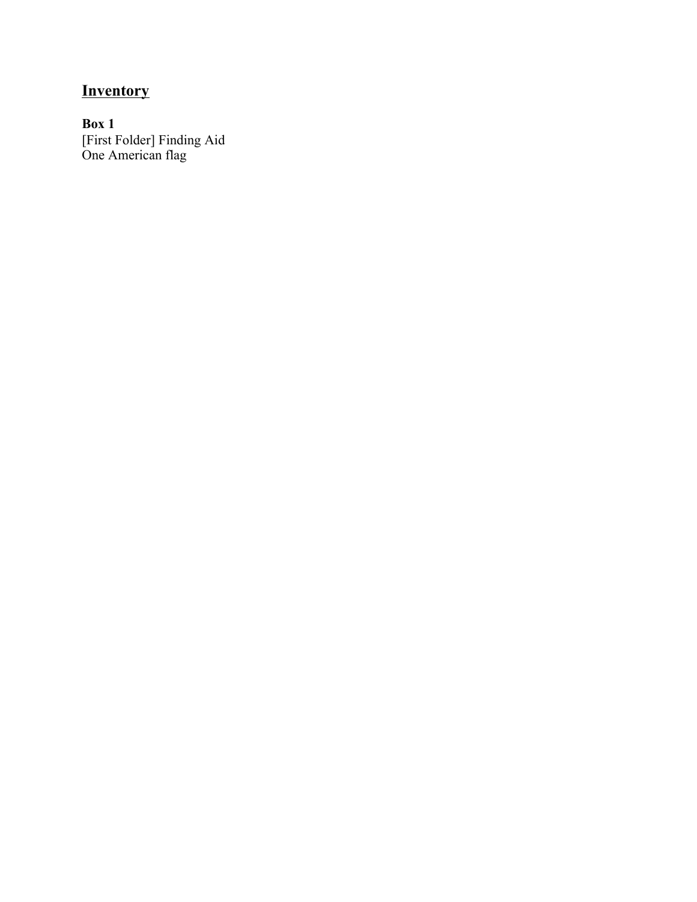## Inventory

**Box 1**
[First Folder] Finding Aid
One American flag